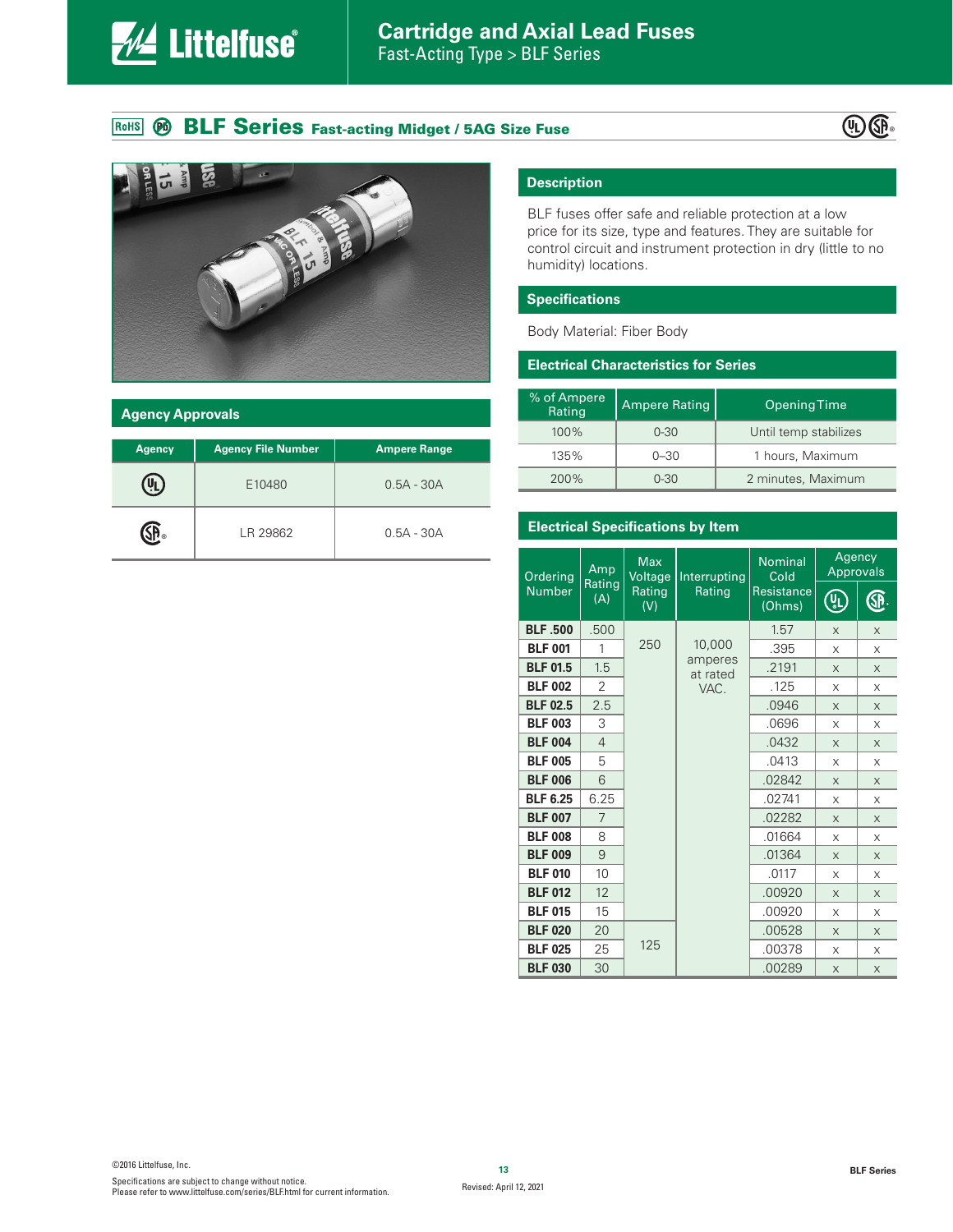# BLF Series Fast-acting Midget / 5AG Size Fuse

## Agency Approvals

| Agency | Agency File Number | Ampere Range |
|---|---|---|
| UL | E10480 | 0.5A - 30A |
| CSA | LR 29862 | 0.5A - 30A |

## Description

BLF fuses offer safe and reliable protection at a low price for its size, type and features. They are suitable for control circuit and instrument protection in dry (little to no humidity) locations.

## Specifications

Body Material: Fiber Body

## Electrical Characteristics for Series

| % of Ampere Rating | Ampere Rating | Opening Time |
|---|---|---|
| 100% | 0-30 | Until temp stabilizes |
| 135% | 0–30 | 1 hours, Maximum |
| 200% | 0-30 | 2 minutes, Maximum |

## Electrical Specifications by Item

| Ordering Number | Amp Rating (A) | Max Voltage Rating (V) | Interrupting Rating | Nominal Cold Resistance (Ohms) | Agency Approvals | |
|---|---|---|---|---|---|---|
| | | | | | UL | CSA |
| **BLF .500** | .500 | 250 | 10,000 amperes at rated VAC. | 1.57 | x | x |
| **BLF 001** | 1 | | | .395 | x | x |
| **BLF 01.5** | 1.5 | | | .2191 | x | x |
| **BLF 002** | 2 | | | .125 | x | x |
| **BLF 02.5** | 2.5 | | | .0946 | x | x |
| **BLF 003** | 3 | | | .0696 | x | x |
| **BLF 004** | 4 | | | .0432 | x | x |
| **BLF 005** | 5 | | | .0413 | x | x |
| **BLF 006** | 6 | | | .02842 | x | x |
| **BLF 6.25** | 6.25 | | | .02741 | x | x |
| **BLF 007** | 7 | | | .02282 | x | x |
| **BLF 008** | 8 | | | .01664 | x | x |
| **BLF 009** | 9 | | | .01364 | x | x |
| **BLF 010** | 10 | | | .0117 | x | x |
| **BLF 012** | 12 | | | .00920 | x | x |
| **BLF 015** | 15 | | | .00920 | x | x |
| **BLF 020** | 20 | 125 | | .00528 | x | x |
| **BLF 025** | 25 | | | .00378 | x | x |
| **BLF 030** | 30 | | | .00289 | x | x |

©2016 Littelfuse, Inc.
Specifications are subject to change without notice.
Please refer to www.littelfuse.com/series/BLF.html for current information.

Revised: April 12, 2021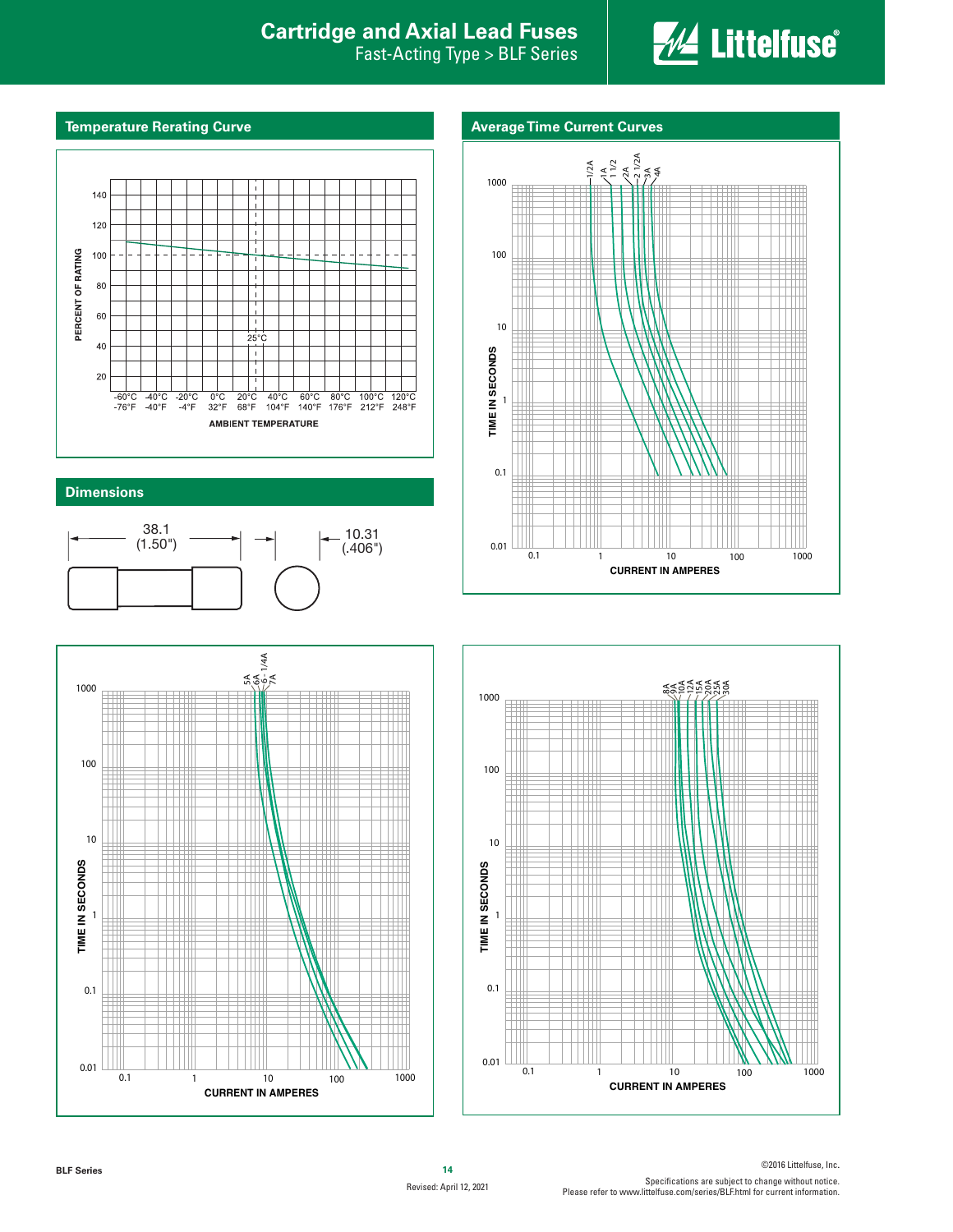## Temperature Rerating Curve

PERCENT OF RATING

140
120
100
80
60
40
20

25°C

-60°C -76°F
-40°C -40°F
-20°C -4°F
0°C 32°F
20°C 68°F
40°C 104°F
60°C 140°F
80°C 176°F
100°C 212°F
120°C 248°F

AMBIENT TEMPERATURE

## Dimensions

38.1 (1.50")

10.31 (.406")

## Average Time Current Curves

1/2A
1A
1 1/2
2A
2 1/2A
3A
4A

TIME IN SECONDS

1000
100
10
1
0.1
0.01

0.1
1
10
100
1000

CURRENT IN AMPERES

5A
6A
6 1/4A
7A

TIME IN SECONDS

1000
100
10
1
0.1
0.01

0.1
1
10
100
1000

CURRENT IN AMPERES

8A
9A
10A
12A
15A
20A
25A
30A

TIME IN SECONDS

1000
100
10
1
0.1
0.01

0.1
1
10
100
1000

CURRENT IN AMPERES